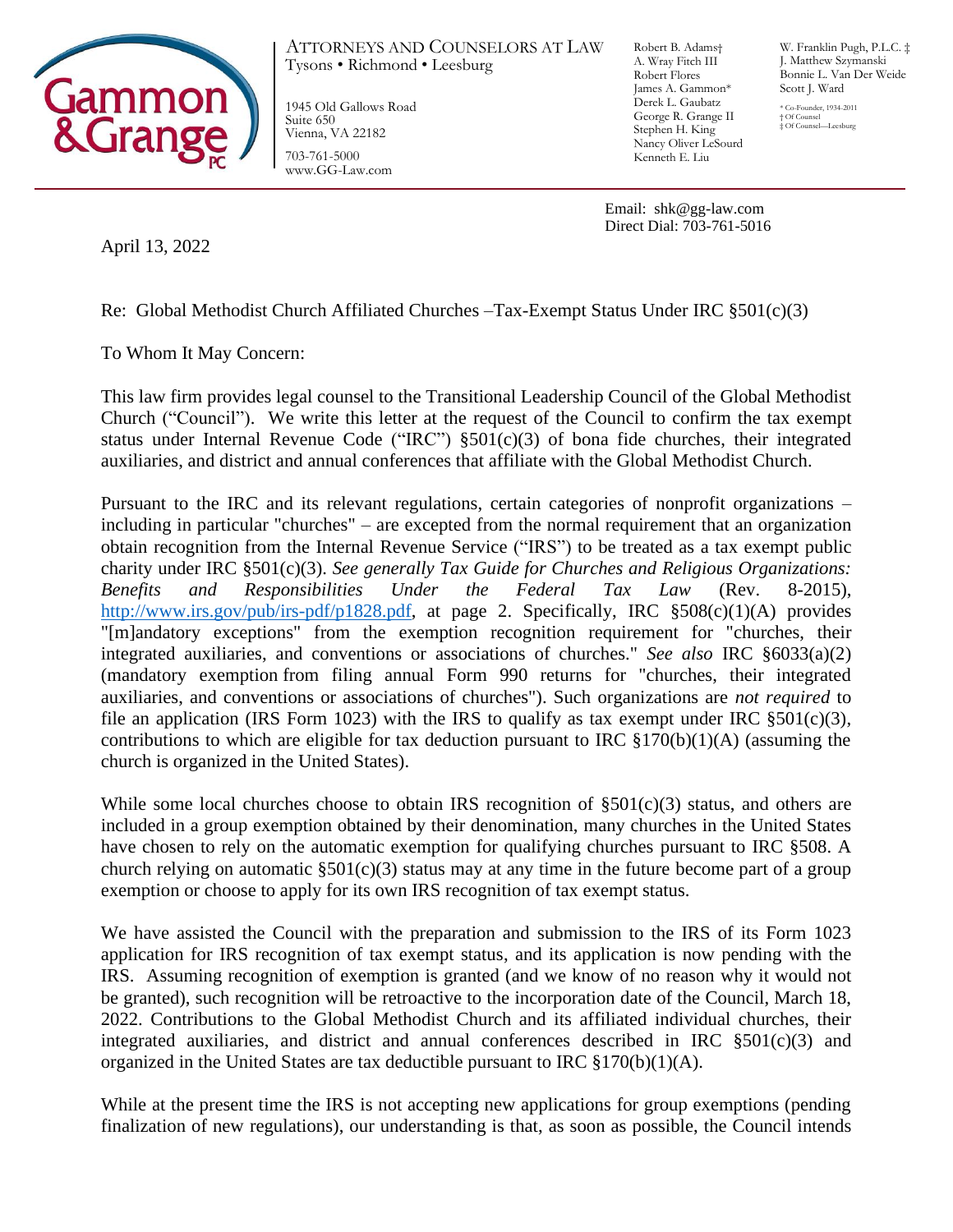**Gammon & Grange PC**

ATTORNEYS AND COUNSELORS AT LAW
Tysons • Richmond • Leesburg

1945 Old Gallows Road
Suite 650
Vienna, VA 22182

703-761-5000
www.GG-Law.com

Robert B. Adams†
A. Wray Fitch III
Robert Flores
James A. Gammon*
Derek L. Gaubatz
George R. Grange II
Stephen H. King
Nancy Oliver LeSourd
Kenneth E. Liu

W. Franklin Pugh, P.L.C. ‡
J. Matthew Szymanski
Bonnie L. Van Der Weide
Scott J. Ward

\* Co-Founder, 1934-2011
† Of Counsel
‡ Of Counsel—Leesburg

Email: shk@gg-law.com
Direct Dial: 703-761-5016

April 13, 2022

Re: Global Methodist Church Affiliated Churches –Tax-Exempt Status Under IRC §501(c)(3)

To Whom It May Concern:

This law firm provides legal counsel to the Transitional Leadership Council of the Global Methodist Church ("Council"). We write this letter at the request of the Council to confirm the tax exempt status under Internal Revenue Code ("IRC") §501(c)(3) of bona fide churches, their integrated auxiliaries, and district and annual conferences that affiliate with the Global Methodist Church.

Pursuant to the IRC and its relevant regulations, certain categories of nonprofit organizations – including in particular "churches" – are excepted from the normal requirement that an organization obtain recognition from the Internal Revenue Service ("IRS") to be treated as a tax exempt public charity under IRC §501(c)(3). *See generally Tax Guide for Churches and Religious Organizations: Benefits and Responsibilities Under the Federal Tax Law* (Rev. 8-2015), [http://www.irs.gov/pub/irs-pdf/p1828.pdf](http://www.irs.gov/pub/irs-pdf/p1828.pdf), at page 2. Specifically, IRC §508(c)(1)(A) provides "[m]andatory exceptions" from the exemption recognition requirement for "churches, their integrated auxiliaries, and conventions or associations of churches." *See also* IRC §6033(a)(2) (mandatory exemption from filing annual Form 990 returns for "churches, their integrated auxiliaries, and conventions or associations of churches"). Such organizations are *not required* to file an application (IRS Form 1023) with the IRS to qualify as tax exempt under IRC §501(c)(3), contributions to which are eligible for tax deduction pursuant to IRC §170(b)(1)(A) (assuming the church is organized in the United States).

While some local churches choose to obtain IRS recognition of §501(c)(3) status, and others are included in a group exemption obtained by their denomination, many churches in the United States have chosen to rely on the automatic exemption for qualifying churches pursuant to IRC §508. A church relying on automatic §501(c)(3) status may at any time in the future become part of a group exemption or choose to apply for its own IRS recognition of tax exempt status.

We have assisted the Council with the preparation and submission to the IRS of its Form 1023 application for IRS recognition of tax exempt status, and its application is now pending with the IRS. Assuming recognition of exemption is granted (and we know of no reason why it would not be granted), such recognition will be retroactive to the incorporation date of the Council, March 18, 2022. Contributions to the Global Methodist Church and its affiliated individual churches, their integrated auxiliaries, and district and annual conferences described in IRC §501(c)(3) and organized in the United States are tax deductible pursuant to IRC §170(b)(1)(A).

While at the present time the IRS is not accepting new applications for group exemptions (pending finalization of new regulations), our understanding is that, as soon as possible, the Council intends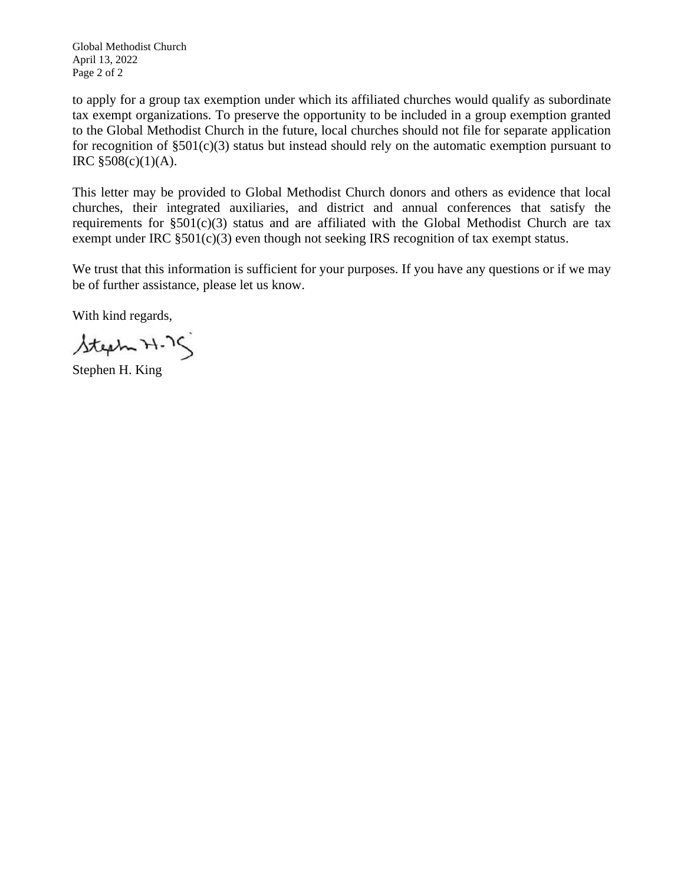to apply for a group tax exemption under which its affiliated churches would qualify as subordinate tax exempt organizations. To preserve the opportunity to be included in a group exemption granted to the Global Methodist Church in the future, local churches should not file for separate application for recognition of §501(c)(3) status but instead should rely on the automatic exemption pursuant to IRC §508(c)(1)(A).

This letter may be provided to Global Methodist Church donors and others as evidence that local churches, their integrated auxiliaries, and district and annual conferences that satisfy the requirements for §501(c)(3) status and are affiliated with the Global Methodist Church are tax exempt under IRC §501(c)(3) even though not seeking IRS recognition of tax exempt status.

We trust that this information is sufficient for your purposes. If you have any questions or if we may be of further assistance, please let us know.

With kind regards,

Stephen H. King